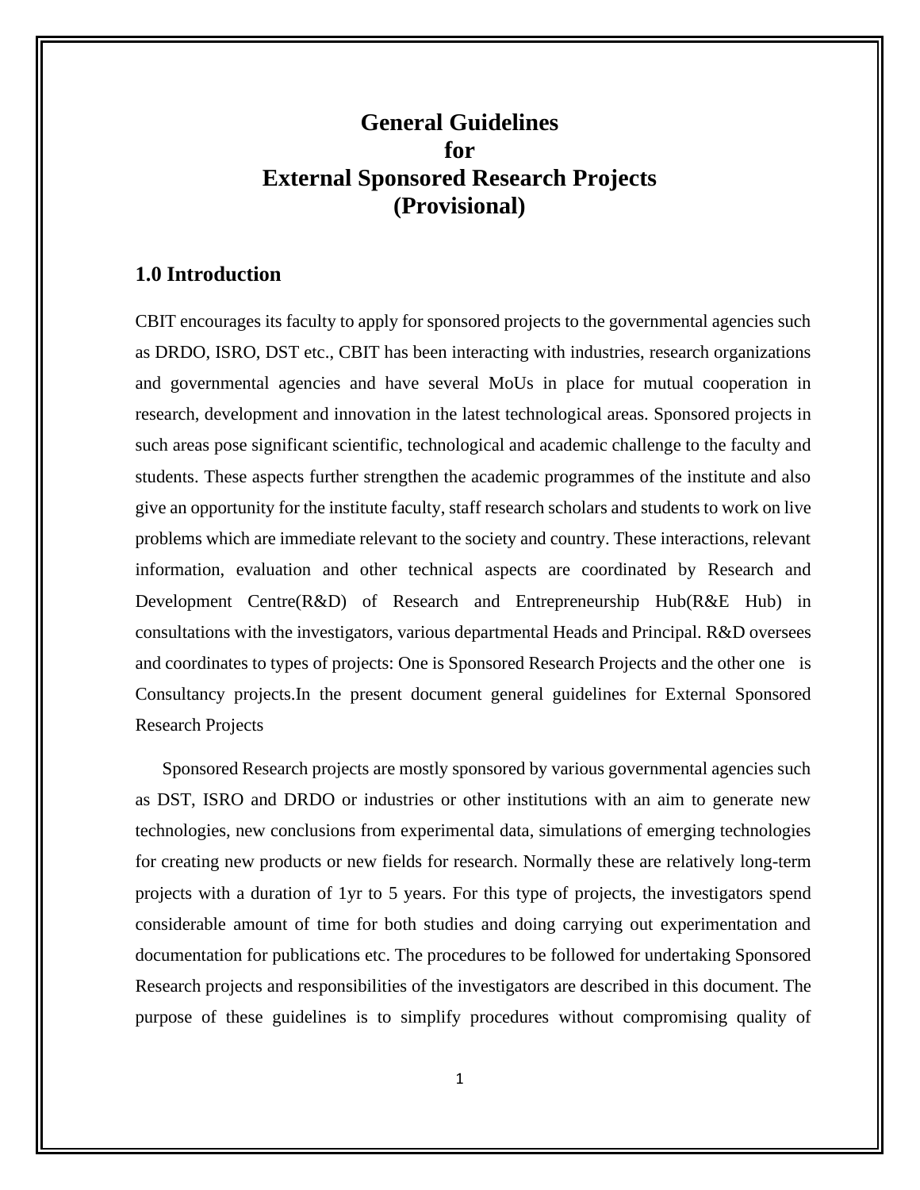# General Guidelines for External Sponsored Research Projects (Provisional)

## 1.0 Introduction

CBIT encourages its faculty to apply for sponsored projects to the governmental agencies such as DRDO, ISRO, DST etc., CBIT has been interacting with industries, research organizations and governmental agencies and have several MoUs in place for mutual cooperation in research, development and innovation in the latest technological areas. Sponsored projects in such areas pose significant scientific, technological and academic challenge to the faculty and students. These aspects further strengthen the academic programmes of the institute and also give an opportunity for the institute faculty, staff research scholars and students to work on live problems which are immediate relevant to the society and country. These interactions, relevant information, evaluation and other technical aspects are coordinated by Research and Development Centre(R&D) of Research and Entrepreneurship Hub(R&E Hub) in consultations with the investigators, various departmental Heads and Principal. R&D oversees and coordinates to types of projects: One is Sponsored Research Projects and the other one is Consultancy projects.In the present document general guidelines for External Sponsored Research Projects

Sponsored Research projects are mostly sponsored by various governmental agencies such as DST, ISRO and DRDO or industries or other institutions with an aim to generate new technologies, new conclusions from experimental data, simulations of emerging technologies for creating new products or new fields for research. Normally these are relatively long-term projects with a duration of 1yr to 5 years. For this type of projects, the investigators spend considerable amount of time for both studies and doing carrying out experimentation and documentation for publications etc. The procedures to be followed for undertaking Sponsored Research projects and responsibilities of the investigators are described in this document. The purpose of these guidelines is to simplify procedures without compromising quality of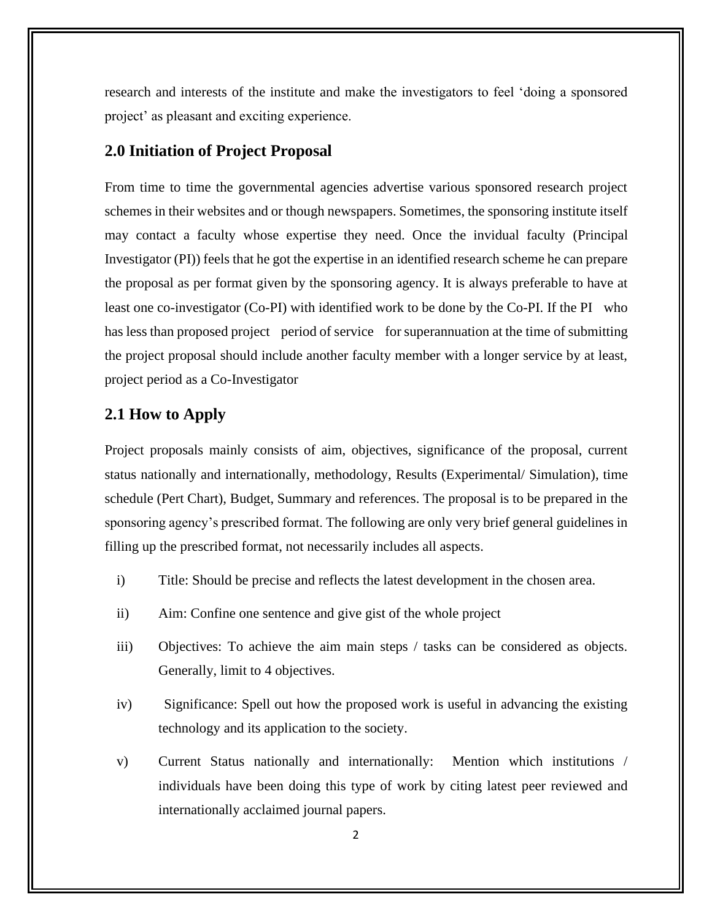research and interests of the institute and make the investigators to feel 'doing a sponsored project' as pleasant and exciting experience.

## 2.0 Initiation of Project Proposal

From time to time the governmental agencies advertise various sponsored research project schemes in their websites and or though newspapers. Sometimes, the sponsoring institute itself may contact a faculty whose expertise they need. Once the invidual faculty (Principal Investigator (PI)) feels that he got the expertise in an identified research scheme he can prepare the proposal as per format given by the sponsoring agency. It is always preferable to have at least one co-investigator (Co-PI) with identified work to be done by the Co-PI. If the PI who has less than proposed project period of service for superannuation at the time of submitting the project proposal should include another faculty member with a longer service by at least, project period as a Co-Investigator

## 2.1 How to Apply

Project proposals mainly consists of aim, objectives, significance of the proposal, current status nationally and internationally, methodology, Results (Experimental/ Simulation), time schedule (Pert Chart), Budget, Summary and references. The proposal is to be prepared in the sponsoring agency's prescribed format. The following are only very brief general guidelines in filling up the prescribed format, not necessarily includes all aspects.

i) Title: Should be precise and reflects the latest development in the chosen area.

ii) Aim: Confine one sentence and give gist of the whole project

iii) Objectives: To achieve the aim main steps / tasks can be considered as objects. Generally, limit to 4 objectives.

iv) Significance: Spell out how the proposed work is useful in advancing the existing technology and its application to the society.

v) Current Status nationally and internationally: Mention which institutions / individuals have been doing this type of work by citing latest peer reviewed and internationally acclaimed journal papers.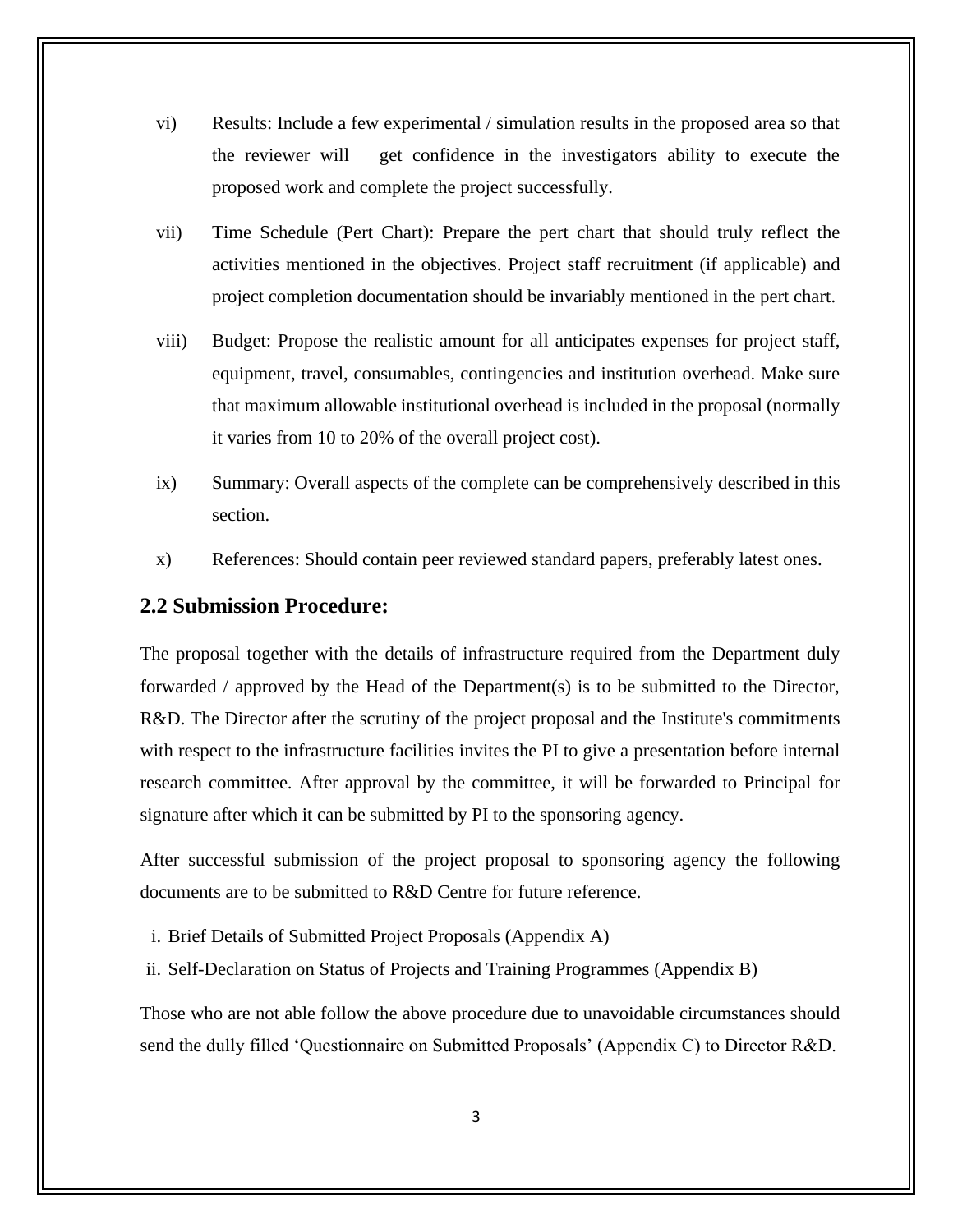vi) Results: Include a few experimental / simulation results in the proposed area so that the reviewer will get confidence in the investigators ability to execute the proposed work and complete the project successfully.

vii) Time Schedule (Pert Chart): Prepare the pert chart that should truly reflect the activities mentioned in the objectives. Project staff recruitment (if applicable) and project completion documentation should be invariably mentioned in the pert chart.

viii) Budget: Propose the realistic amount for all anticipates expenses for project staff, equipment, travel, consumables, contingencies and institution overhead. Make sure that maximum allowable institutional overhead is included in the proposal (normally it varies from 10 to 20% of the overall project cost).

ix) Summary: Overall aspects of the complete can be comprehensively described in this section.

x) References: Should contain peer reviewed standard papers, preferably latest ones.

## 2.2 Submission Procedure:

The proposal together with the details of infrastructure required from the Department duly forwarded / approved by the Head of the Department(s) is to be submitted to the Director, R&D. The Director after the scrutiny of the project proposal and the Institute's commitments with respect to the infrastructure facilities invites the PI to give a presentation before internal research committee. After approval by the committee, it will be forwarded to Principal for signature after which it can be submitted by PI to the sponsoring agency.

After successful submission of the project proposal to sponsoring agency the following documents are to be submitted to R&D Centre for future reference.

i. Brief Details of Submitted Project Proposals (Appendix A)
ii. Self-Declaration on Status of Projects and Training Programmes (Appendix B)

Those who are not able follow the above procedure due to unavoidable circumstances should send the dully filled 'Questionnaire on Submitted Proposals' (Appendix C) to Director R&D.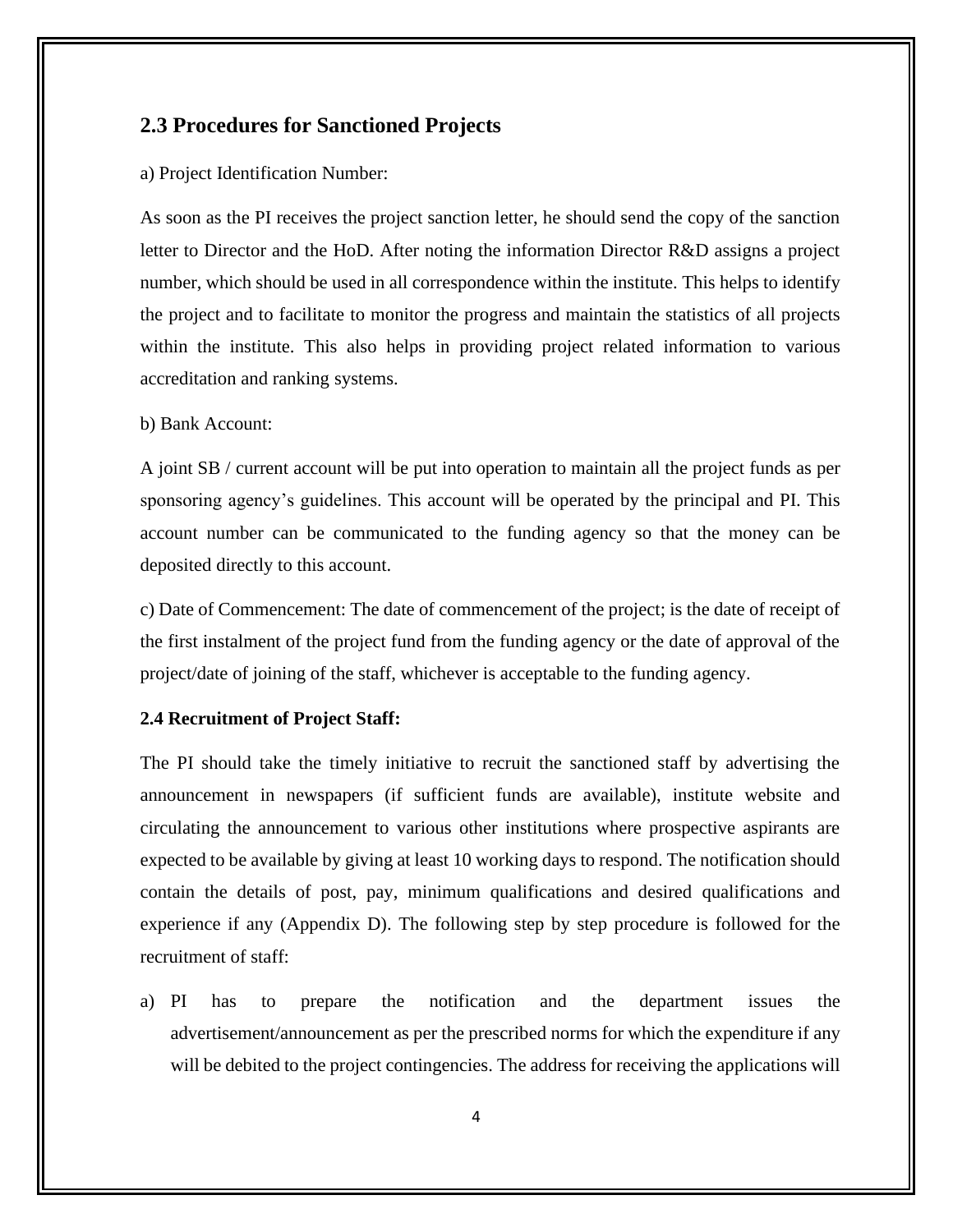## 2.3 Procedures for Sanctioned Projects

a) Project Identification Number:

As soon as the PI receives the project sanction letter, he should send the copy of the sanction letter to Director and the HoD. After noting the information Director R&D assigns a project number, which should be used in all correspondence within the institute. This helps to identify the project and to facilitate to monitor the progress and maintain the statistics of all projects within the institute. This also helps in providing project related information to various accreditation and ranking systems.

b) Bank Account:

A joint SB / current account will be put into operation to maintain all the project funds as per sponsoring agency's guidelines. This account will be operated by the principal and PI. This account number can be communicated to the funding agency so that the money can be deposited directly to this account.

c) Date of Commencement: The date of commencement of the project; is the date of receipt of the first instalment of the project fund from the funding agency or the date of approval of the project/date of joining of the staff, whichever is acceptable to the funding agency.

### 2.4 Recruitment of Project Staff:

The PI should take the timely initiative to recruit the sanctioned staff by advertising the announcement in newspapers (if sufficient funds are available), institute website and circulating the announcement to various other institutions where prospective aspirants are expected to be available by giving at least 10 working days to respond. The notification should contain the details of post, pay, minimum qualifications and desired qualifications and experience if any (Appendix D). The following step by step procedure is followed for the recruitment of staff:

a) PI has to prepare the notification and the department issues the advertisement/announcement as per the prescribed norms for which the expenditure if any will be debited to the project contingencies. The address for receiving the applications will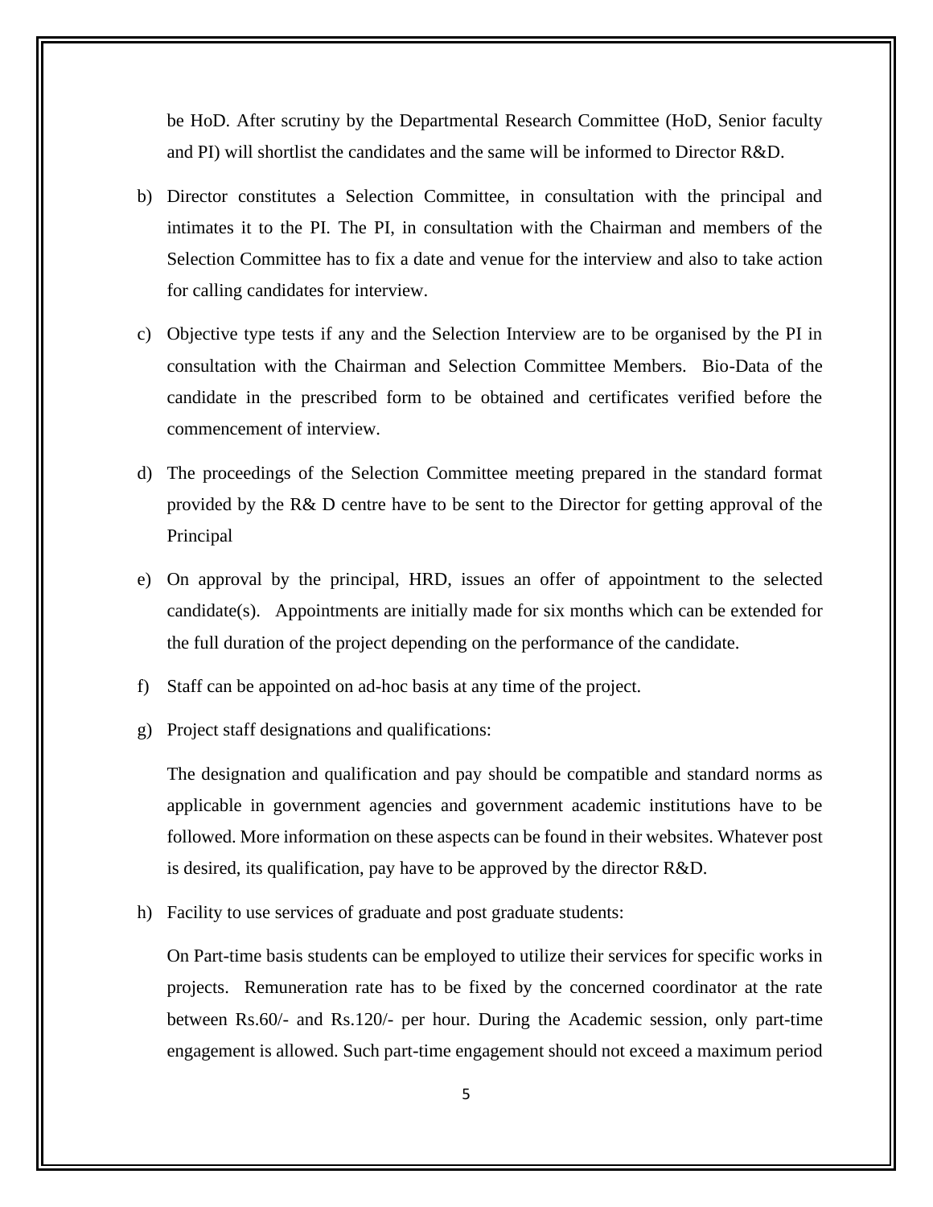be HoD. After scrutiny by the Departmental Research Committee (HoD, Senior faculty and PI) will shortlist the candidates and the same will be informed to Director R&D.

b) Director constitutes a Selection Committee, in consultation with the principal and intimates it to the PI. The PI, in consultation with the Chairman and members of the Selection Committee has to fix a date and venue for the interview and also to take action for calling candidates for interview.

c) Objective type tests if any and the Selection Interview are to be organised by the PI in consultation with the Chairman and Selection Committee Members. Bio-Data of the candidate in the prescribed form to be obtained and certificates verified before the commencement of interview.

d) The proceedings of the Selection Committee meeting prepared in the standard format provided by the R& D centre have to be sent to the Director for getting approval of the Principal

e) On approval by the principal, HRD, issues an offer of appointment to the selected candidate(s). Appointments are initially made for six months which can be extended for the full duration of the project depending on the performance of the candidate.

f) Staff can be appointed on ad-hoc basis at any time of the project.

g) Project staff designations and qualifications:

   The designation and qualification and pay should be compatible and standard norms as applicable in government agencies and government academic institutions have to be followed. More information on these aspects can be found in their websites. Whatever post is desired, its qualification, pay have to be approved by the director R&D.

h) Facility to use services of graduate and post graduate students:

   On Part-time basis students can be employed to utilize their services for specific works in projects. Remuneration rate has to be fixed by the concerned coordinator at the rate between Rs.60/- and Rs.120/- per hour. During the Academic session, only part-time engagement is allowed. Such part-time engagement should not exceed a maximum period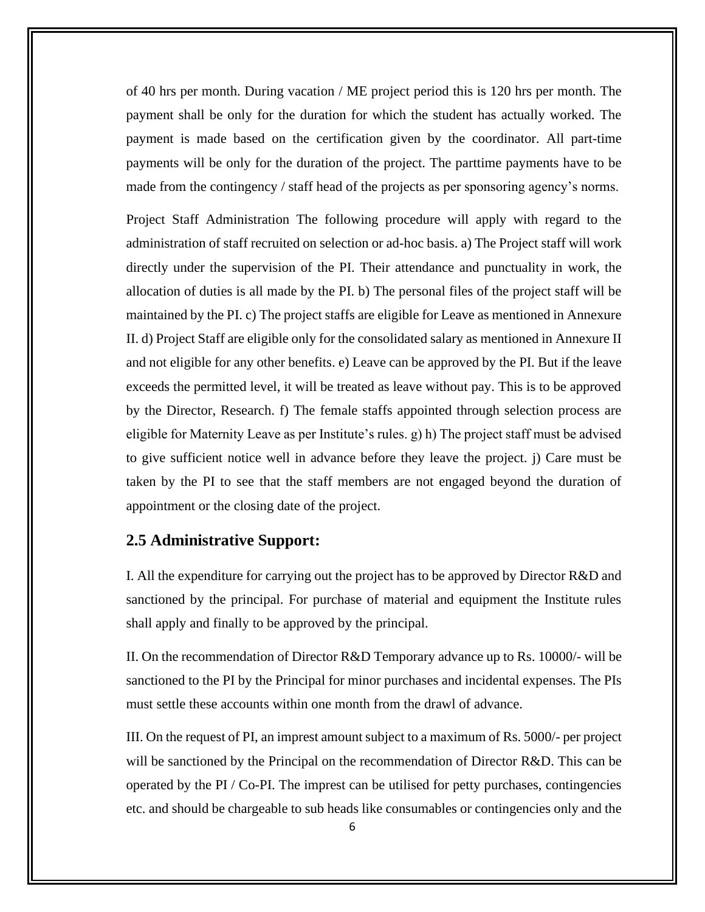of 40 hrs per month. During vacation / ME project period this is 120 hrs per month. The payment shall be only for the duration for which the student has actually worked. The payment is made based on the certification given by the coordinator. All part-time payments will be only for the duration of the project. The parttime payments have to be made from the contingency / staff head of the projects as per sponsoring agency's norms.

Project Staff Administration The following procedure will apply with regard to the administration of staff recruited on selection or ad-hoc basis. a) The Project staff will work directly under the supervision of the PI. Their attendance and punctuality in work, the allocation of duties is all made by the PI. b) The personal files of the project staff will be maintained by the PI. c) The project staffs are eligible for Leave as mentioned in Annexure II. d) Project Staff are eligible only for the consolidated salary as mentioned in Annexure II and not eligible for any other benefits. e) Leave can be approved by the PI. But if the leave exceeds the permitted level, it will be treated as leave without pay. This is to be approved by the Director, Research. f) The female staffs appointed through selection process are eligible for Maternity Leave as per Institute's rules. g) h) The project staff must be advised to give sufficient notice well in advance before they leave the project. j) Care must be taken by the PI to see that the staff members are not engaged beyond the duration of appointment or the closing date of the project.

## 2.5 Administrative Support:

I. All the expenditure for carrying out the project has to be approved by Director R&D and sanctioned by the principal. For purchase of material and equipment the Institute rules shall apply and finally to be approved by the principal.

II. On the recommendation of Director R&D Temporary advance up to Rs. 10000/- will be sanctioned to the PI by the Principal for minor purchases and incidental expenses. The PIs must settle these accounts within one month from the drawl of advance.

III. On the request of PI, an imprest amount subject to a maximum of Rs. 5000/- per project will be sanctioned by the Principal on the recommendation of Director R&D. This can be operated by the PI / Co-PI. The imprest can be utilised for petty purchases, contingencies etc. and should be chargeable to sub heads like consumables or contingencies only and the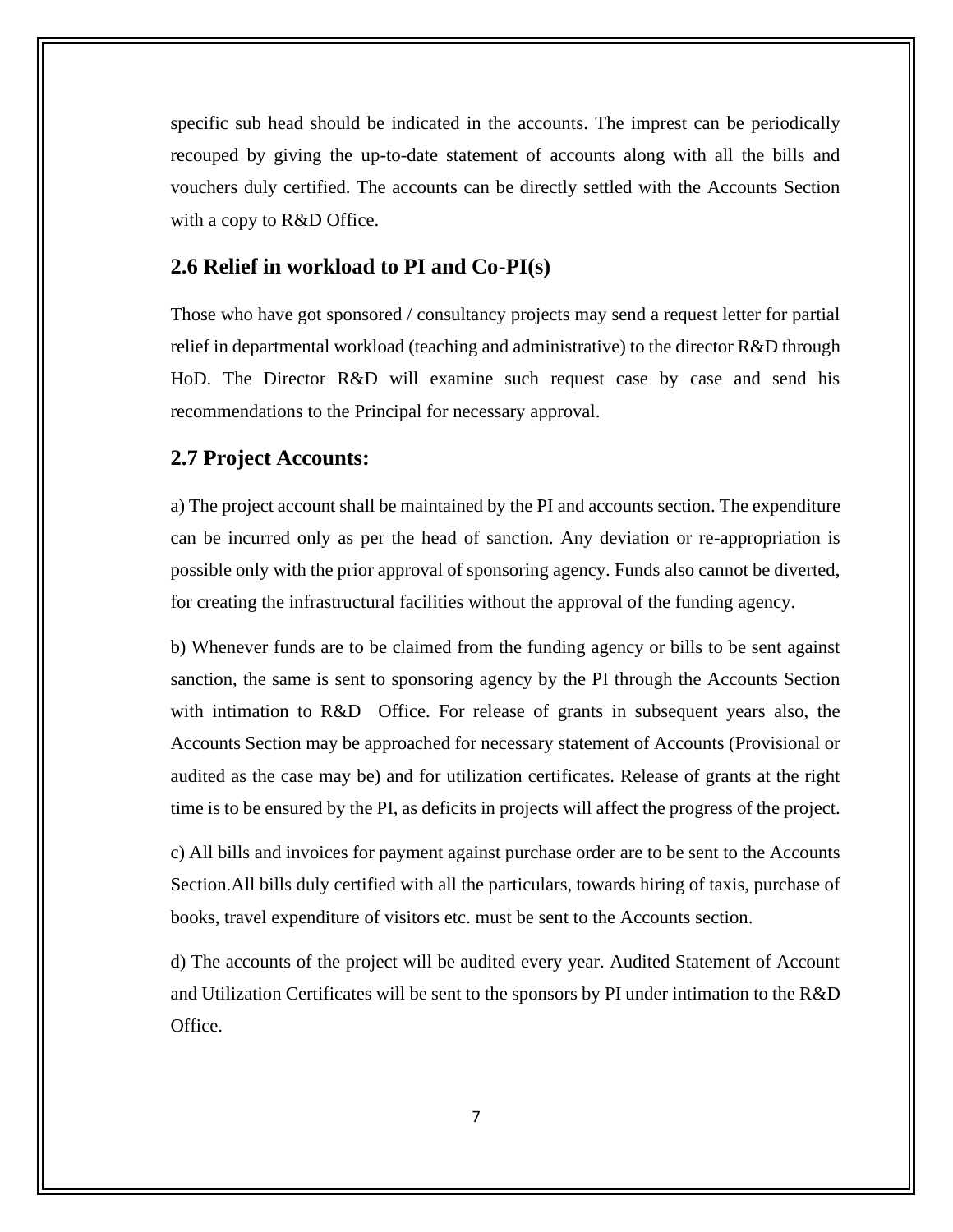specific sub head should be indicated in the accounts. The imprest can be periodically recouped by giving the up-to-date statement of accounts along with all the bills and vouchers duly certified. The accounts can be directly settled with the Accounts Section with a copy to R&D Office.

## 2.6 Relief in workload to PI and Co-PI(s)

Those who have got sponsored / consultancy projects may send a request letter for partial relief in departmental workload (teaching and administrative) to the director R&D through HoD. The Director R&D will examine such request case by case and send his recommendations to the Principal for necessary approval.

## 2.7 Project Accounts:

a) The project account shall be maintained by the PI and accounts section. The expenditure can be incurred only as per the head of sanction. Any deviation or re-appropriation is possible only with the prior approval of sponsoring agency. Funds also cannot be diverted, for creating the infrastructural facilities without the approval of the funding agency.

b) Whenever funds are to be claimed from the funding agency or bills to be sent against sanction, the same is sent to sponsoring agency by the PI through the Accounts Section with intimation to R&D Office. For release of grants in subsequent years also, the Accounts Section may be approached for necessary statement of Accounts (Provisional or audited as the case may be) and for utilization certificates. Release of grants at the right time is to be ensured by the PI, as deficits in projects will affect the progress of the project.

c) All bills and invoices for payment against purchase order are to be sent to the Accounts Section.All bills duly certified with all the particulars, towards hiring of taxis, purchase of books, travel expenditure of visitors etc. must be sent to the Accounts section.

d) The accounts of the project will be audited every year. Audited Statement of Account and Utilization Certificates will be sent to the sponsors by PI under intimation to the R&D Office.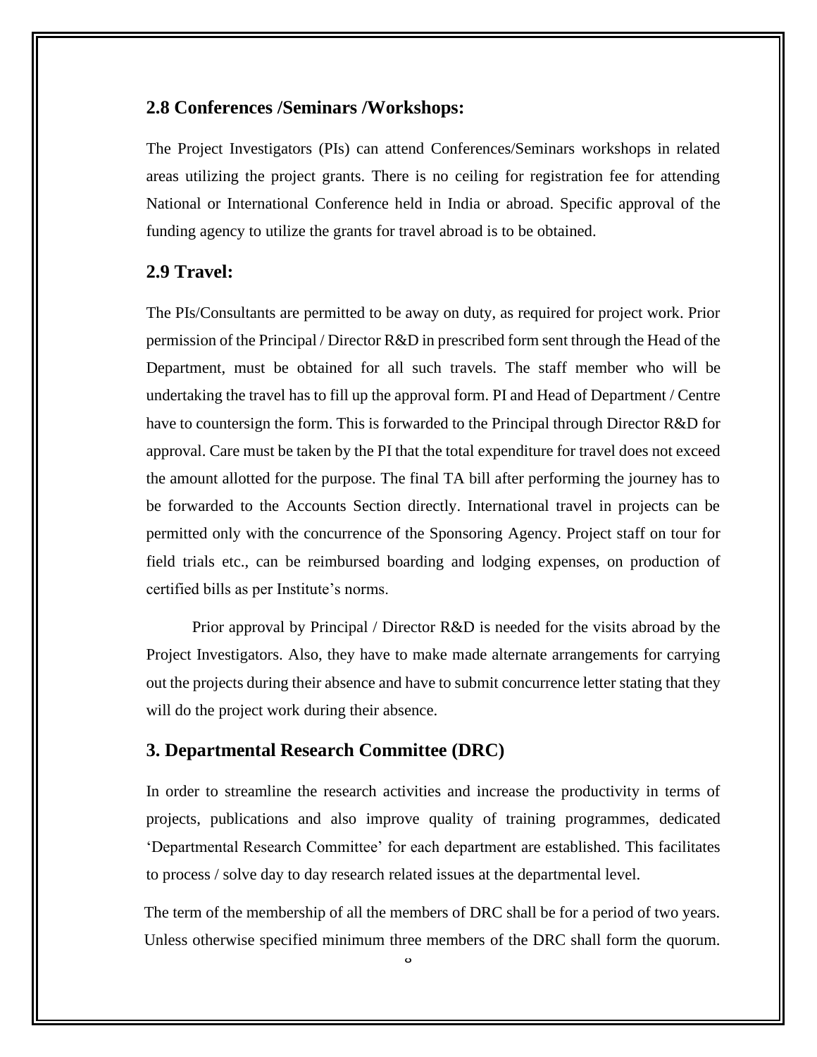## 2.8 Conferences /Seminars /Workshops:

The Project Investigators (PIs) can attend Conferences/Seminars workshops in related areas utilizing the project grants. There is no ceiling for registration fee for attending National or International Conference held in India or abroad. Specific approval of the funding agency to utilize the grants for travel abroad is to be obtained.

## 2.9 Travel:

The PIs/Consultants are permitted to be away on duty, as required for project work. Prior permission of the Principal / Director R&D in prescribed form sent through the Head of the Department, must be obtained for all such travels. The staff member who will be undertaking the travel has to fill up the approval form. PI and Head of Department / Centre have to countersign the form. This is forwarded to the Principal through Director R&D for approval. Care must be taken by the PI that the total expenditure for travel does not exceed the amount allotted for the purpose. The final TA bill after performing the journey has to be forwarded to the Accounts Section directly. International travel in projects can be permitted only with the concurrence of the Sponsoring Agency. Project staff on tour for field trials etc., can be reimbursed boarding and lodging expenses, on production of certified bills as per Institute's norms.

Prior approval by Principal / Director R&D is needed for the visits abroad by the Project Investigators. Also, they have to make made alternate arrangements for carrying out the projects during their absence and have to submit concurrence letter stating that they will do the project work during their absence.

# 3. Departmental Research Committee (DRC)

In order to streamline the research activities and increase the productivity in terms of projects, publications and also improve quality of training programmes, dedicated 'Departmental Research Committee' for each department are established. This facilitates to process / solve day to day research related issues at the departmental level.

The term of the membership of all the members of DRC shall be for a period of two years. Unless otherwise specified minimum three members of the DRC shall form the quorum.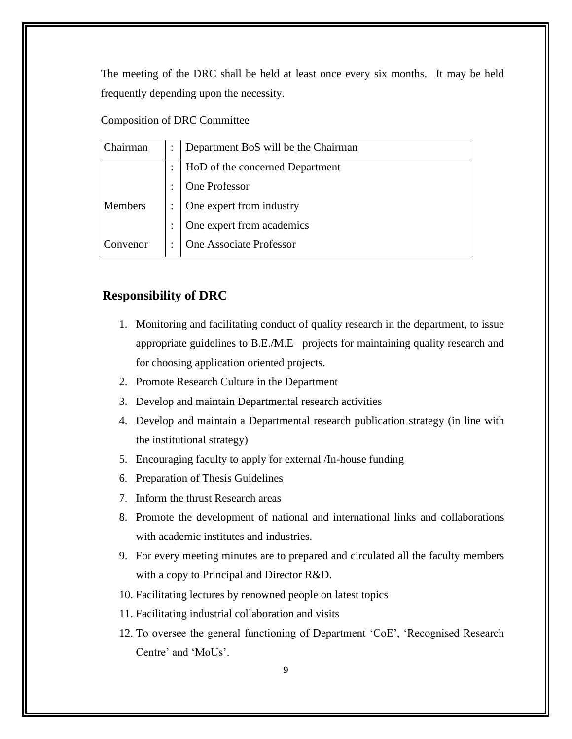The meeting of the DRC shall be held at least once every six months. It may be held frequently depending upon the necessity.

Composition of DRC Committee

| | | |
|---|---|---|
| Chairman | : | Department BoS will be the Chairman |
| Members | : | HoD of the concerned Department |
| | : | One Professor |
| | : | One expert from industry |
| | : | One expert from academics |
| Convenor | : | One Associate Professor |

## Responsibility of DRC

1. Monitoring and facilitating conduct of quality research in the department, to issue appropriate guidelines to B.E./M.E projects for maintaining quality research and for choosing application oriented projects.
2. Promote Research Culture in the Department
3. Develop and maintain Departmental research activities
4. Develop and maintain a Departmental research publication strategy (in line with the institutional strategy)
5. Encouraging faculty to apply for external /In-house funding
6. Preparation of Thesis Guidelines
7. Inform the thrust Research areas
8. Promote the development of national and international links and collaborations with academic institutes and industries.
9. For every meeting minutes are to prepared and circulated all the faculty members with a copy to Principal and Director R&D.
10. Facilitating lectures by renowned people on latest topics
11. Facilitating industrial collaboration and visits
12. To oversee the general functioning of Department 'CoE', 'Recognised Research Centre' and 'MoUs'.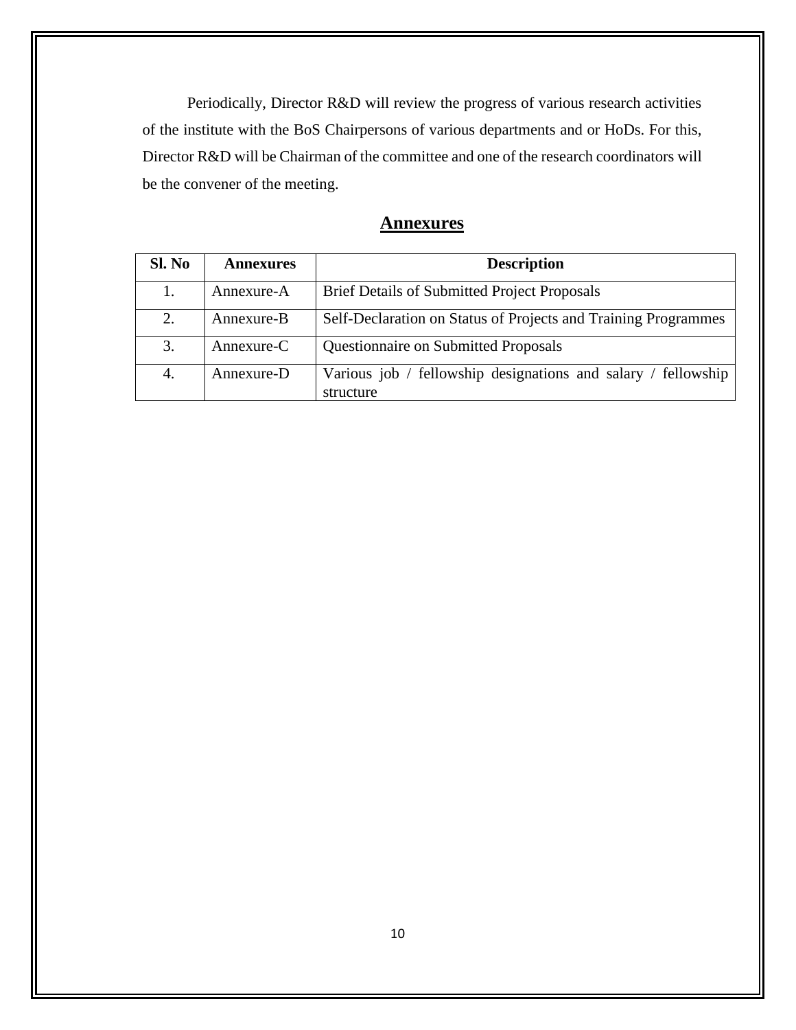Periodically, Director R&D will review the progress of various research activities of the institute with the BoS Chairpersons of various departments and or HoDs. For this, Director R&D will be Chairman of the committee and one of the research coordinators will be the convener of the meeting.

## Annexures

| Sl. No | Annexures | Description |
|---|---|---|
| 1. | Annexure-A | Brief Details of Submitted Project Proposals |
| 2. | Annexure-B | Self-Declaration on Status of Projects and Training Programmes |
| 3. | Annexure-C | Questionnaire on Submitted Proposals |
| 4. | Annexure-D | Various job / fellowship designations and salary / fellowship structure |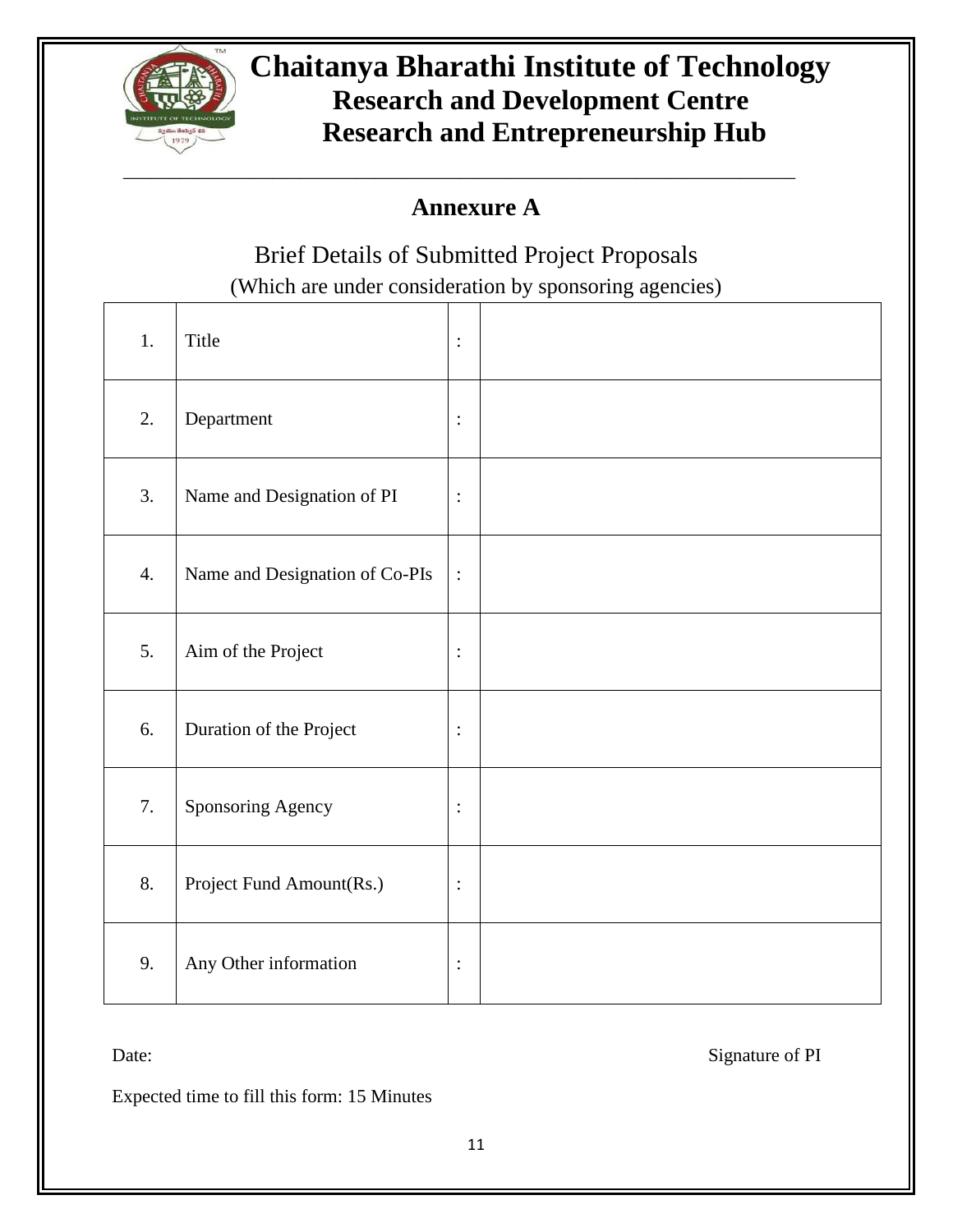# Chaitanya Bharathi Institute of Technology

## Research and Development Centre

## Research and Entrepreneurship Hub

---

## Annexure A

### Brief Details of Submitted Project Proposals

(Which are under consideration by sponsoring agencies)

| | | | |
|---|---|---|---|
| 1. | Title | : | |
| 2. | Department | : | |
| 3. | Name and Designation of PI | : | |
| 4. | Name and Designation of Co-PIs | : | |
| 5. | Aim of the Project | : | |
| 6. | Duration of the Project | : | |
| 7. | Sponsoring Agency | : | |
| 8. | Project Fund Amount(Rs.) | : | |
| 9. | Any Other information | : | |

Date: Signature of PI

Expected time to fill this form: 15 Minutes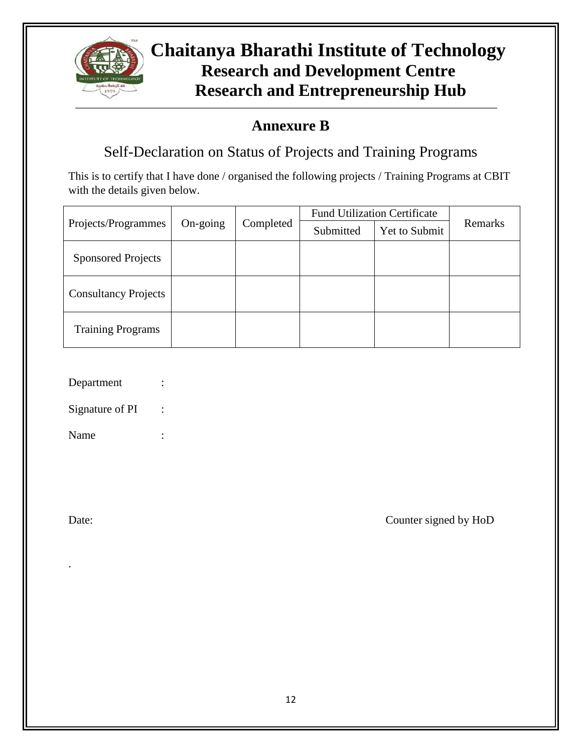# Chaitanya Bharathi Institute of Technology

## Research and Development Centre

## Research and Entrepreneurship Hub

---

## Annexure B

### Self-Declaration on Status of Projects and Training Programs

This is to certify that I have done / organised the following projects / Training Programs at CBIT with the details given below.

| Projects/Programmes | On-going | Completed | Fund Utilization Certificate | | Remarks |
|---|---|---|---|---|---|
| | | | Submitted | Yet to Submit | |
| Sponsored Projects | | | | | |
| Consultancy Projects | | | | | |
| Training Programs | | | | | |

Department :

Signature of PI :

Name :

Date: Counter signed by HoD

.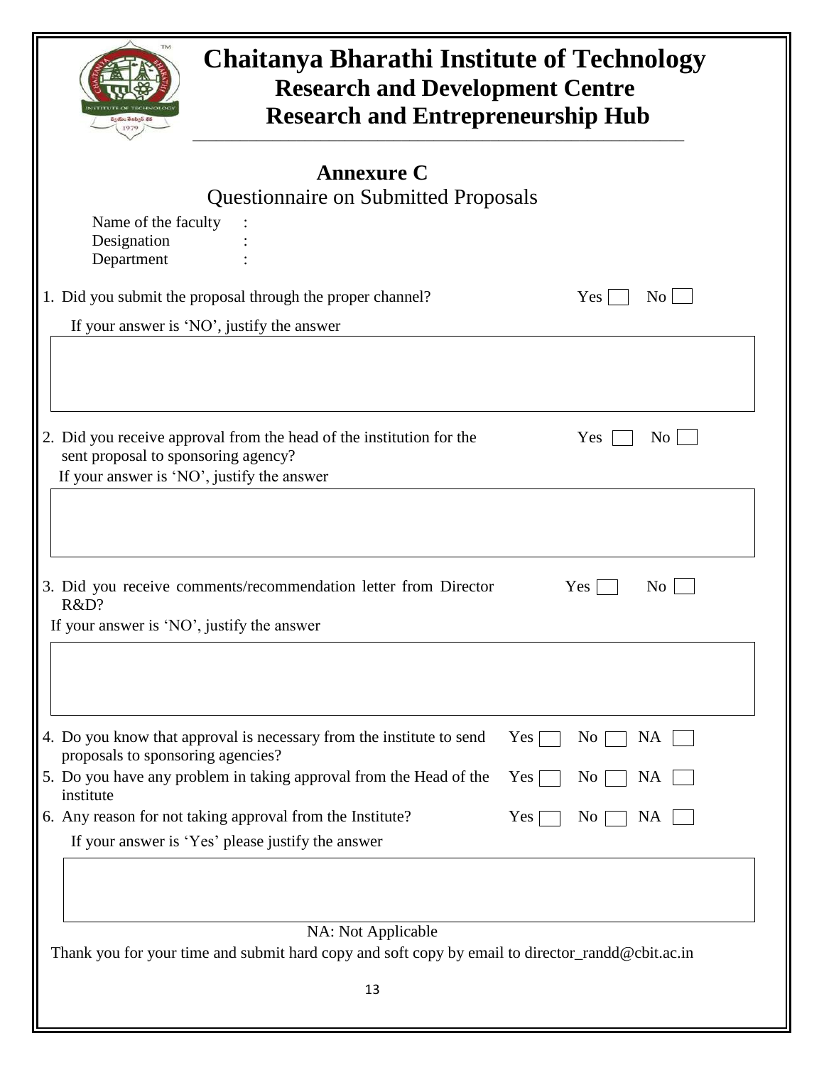# Chaitanya Bharathi Institute of Technology

## Research and Development Centre

## Research and Entrepreneurship Hub

---

## Annexure C

### Questionnaire on Submitted Proposals

Name of the faculty :
Designation :
Department :

1. Did you submit the proposal through the proper channel? Yes ☐ No ☐

   If your answer is 'NO', justify the answer

2. Did you receive approval from the head of the institution for the sent proposal to sponsoring agency? Yes ☐ No ☐

   If your answer is 'NO', justify the answer

3. Did you receive comments/recommendation letter from Director R&D? Yes ☐ No ☐

   If your answer is 'NO', justify the answer

4. Do you know that approval is necessary from the institute to send proposals to sponsoring agencies? Yes ☐ No ☐ NA ☐
5. Do you have any problem in taking approval from the Head of the institute Yes ☐ No ☐ NA ☐
6. Any reason for not taking approval from the Institute? Yes ☐ No ☐ NA ☐

   If your answer is 'Yes' please justify the answer

NA: Not Applicable

Thank you for your time and submit hard copy and soft copy by email to director_randd@cbit.ac.in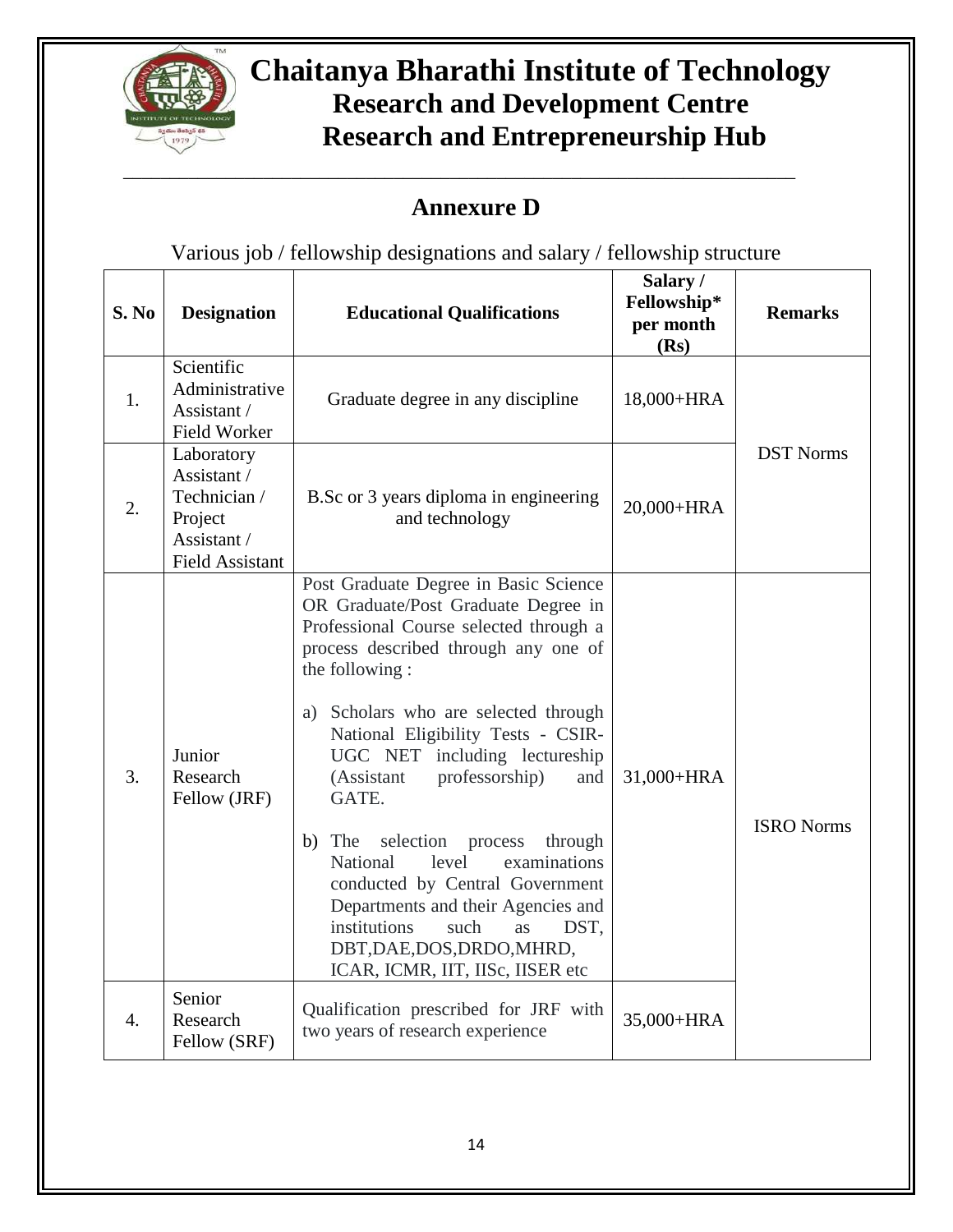# Chaitanya Bharathi Institute of Technology
## Research and Development Centre
## Research and Entrepreneurship Hub

## Annexure D

Various job / fellowship designations and salary / fellowship structure

| S. No | Designation | Educational Qualifications | Salary / Fellowship* per month (Rs) | Remarks |
|---|---|---|---|---|
| 1. | Scientific Administrative Assistant / Field Worker | Graduate degree in any discipline | 18,000+HRA | DST Norms |
| 2. | Laboratory Assistant / Technician / Project Assistant / Field Assistant | B.Sc or 3 years diploma in engineering and technology | 20,000+HRA | |
| 3. | Junior Research Fellow (JRF) | Post Graduate Degree in Basic Science OR Graduate/Post Graduate Degree in Professional Course selected through a process described through any one of the following :<br><br>a) Scholars who are selected through National Eligibility Tests - CSIR-UGC NET including lectureship (Assistant professorship) and GATE.<br><br>b) The selection process through National level examinations conducted by Central Government Departments and their Agencies and institutions such as DST, DBT,DAE,DOS,DRDO,MHRD, ICAR, ICMR, IIT, IISc, IISER etc | 31,000+HRA | ISRO Norms |
| 4. | Senior Research Fellow (SRF) | Qualification prescribed for JRF with two years of research experience | 35,000+HRA | |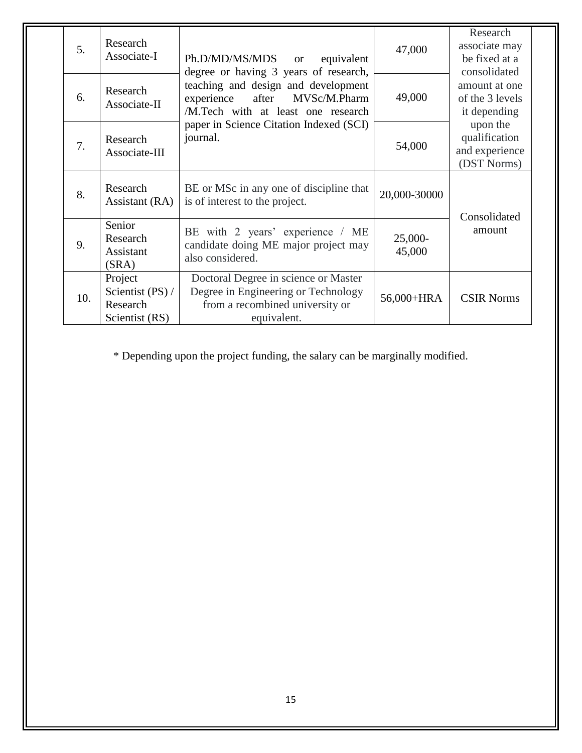| | | | | |
|---|---|---|---|---|
| 5. | Research Associate-I | Ph.D/MD/MS/MDS or equivalent degree or having 3 years of research, teaching and design and development experience after MVSc/M.Pharm /M.Tech with at least one research paper in Science Citation Indexed (SCI) journal. | 47,000 | Research associate may be fixed at a consolidated amount at one of the 3 levels it depending upon the qualification and experience (DST Norms) |
| 6. | Research Associate-II | | 49,000 | |
| 7. | Research Associate-III | | 54,000 | |
| 8. | Research Assistant (RA) | BE or MSc in any one of discipline that is of interest to the project. | 20,000-30000 | Consolidated amount |
| 9. | Senior Research Assistant (SRA) | BE with 2 years' experience / ME candidate doing ME major project may also considered. | 25,000-45,000 | |
| 10. | Project Scientist (PS) / Research Scientist (RS) | Doctoral Degree in science or Master Degree in Engineering or Technology from a recombined university or equivalent. | 56,000+HRA | CSIR Norms |

* Depending upon the project funding, the salary can be marginally modified.